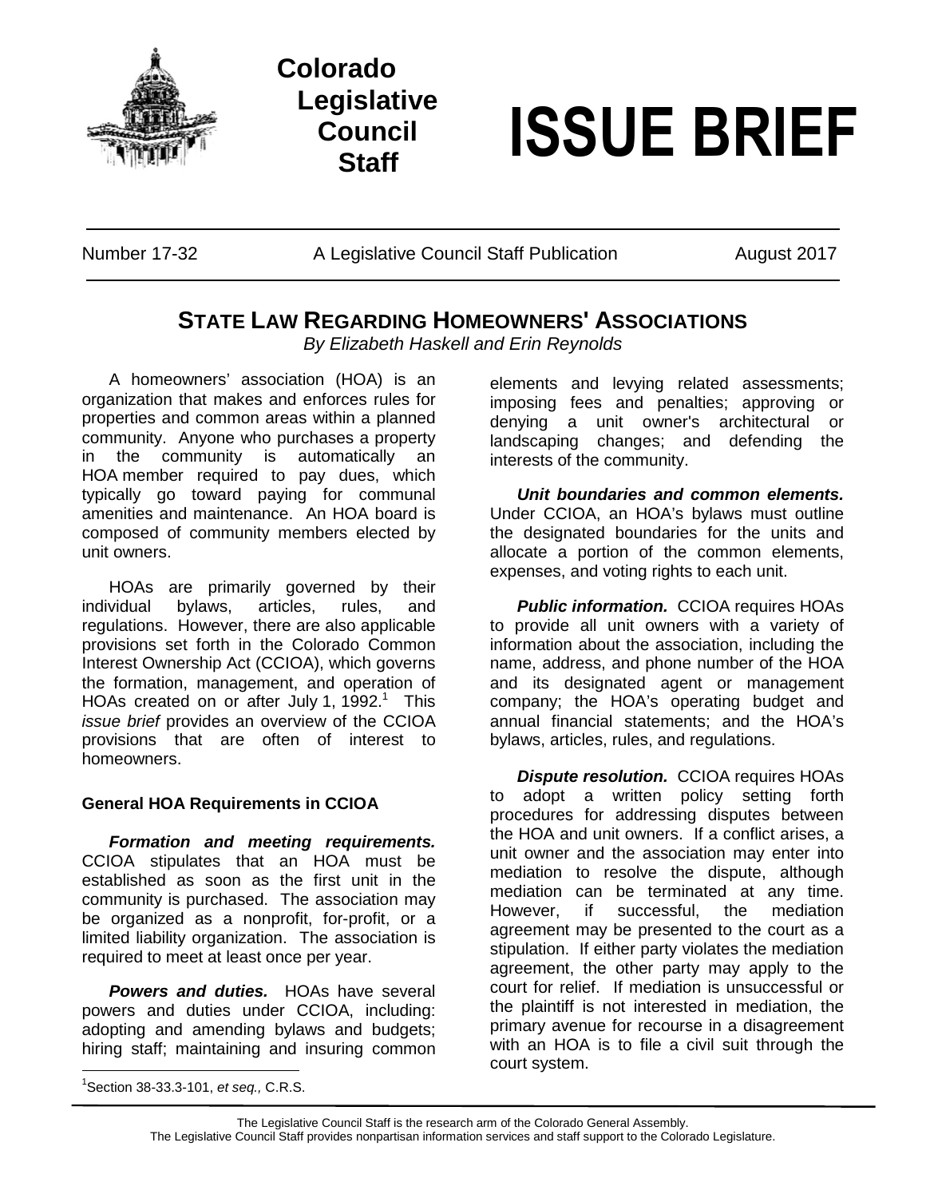# Colorado Legislative Council Staff

# ISSUE BRIEF

Number 17-32 | A Legislative Council Staff Publication | August 2017

## STATE LAW REGARDING HOMEOWNERS' ASSOCIATIONS

*By Elizabeth Haskell and Erin Reynolds*

A homeowners' association (HOA) is an organization that makes and enforces rules for properties and common areas within a planned community. Anyone who purchases a property in the community is automatically an HOA member required to pay dues, which typically go toward paying for communal amenities and maintenance. An HOA board is composed of community members elected by unit owners.

HOAs are primarily governed by their individual bylaws, articles, rules, and regulations. However, there are also applicable provisions set forth in the Colorado Common Interest Ownership Act (CCIOA), which governs the formation, management, and operation of HOAs created on or after July 1, 1992.[1] This *issue brief* provides an overview of the CCIOA provisions that are often of interest to homeowners.

### General HOA Requirements in CCIOA

***Formation and meeting requirements.*** CCIOA stipulates that an HOA must be established as soon as the first unit in the community is purchased. The association may be organized as a nonprofit, for-profit, or a limited liability organization. The association is required to meet at least once per year.

***Powers and duties.*** HOAs have several powers and duties under CCIOA, including: adopting and amending bylaws and budgets; hiring staff; maintaining and insuring common elements and levying related assessments; imposing fees and penalties; approving or denying a unit owner's architectural or landscaping changes; and defending the interests of the community.

***Unit boundaries and common elements.*** Under CCIOA, an HOA's bylaws must outline the designated boundaries for the units and allocate a portion of the common elements, expenses, and voting rights to each unit.

***Public information.*** CCIOA requires HOAs to provide all unit owners with a variety of information about the association, including the name, address, and phone number of the HOA and its designated agent or management company; the HOA's operating budget and annual financial statements; and the HOA's bylaws, articles, rules, and regulations.

***Dispute resolution.*** CCIOA requires HOAs to adopt a written policy setting forth procedures for addressing disputes between the HOA and unit owners. If a conflict arises, a unit owner and the association may enter into mediation to resolve the dispute, although mediation can be terminated at any time. However, if successful, the mediation agreement may be presented to the court as a stipulation. If either party violates the mediation agreement, the other party may apply to the court for relief. If mediation is unsuccessful or the plaintiff is not interested in mediation, the primary avenue for recourse in a disagreement with an HOA is to file a civil suit through the court system.

[1] Section 38-33.3-101, *et seq.,* C.R.S.

The Legislative Council Staff is the research arm of the Colorado General Assembly.
The Legislative Council Staff provides nonpartisan information services and staff support to the Colorado Legislature.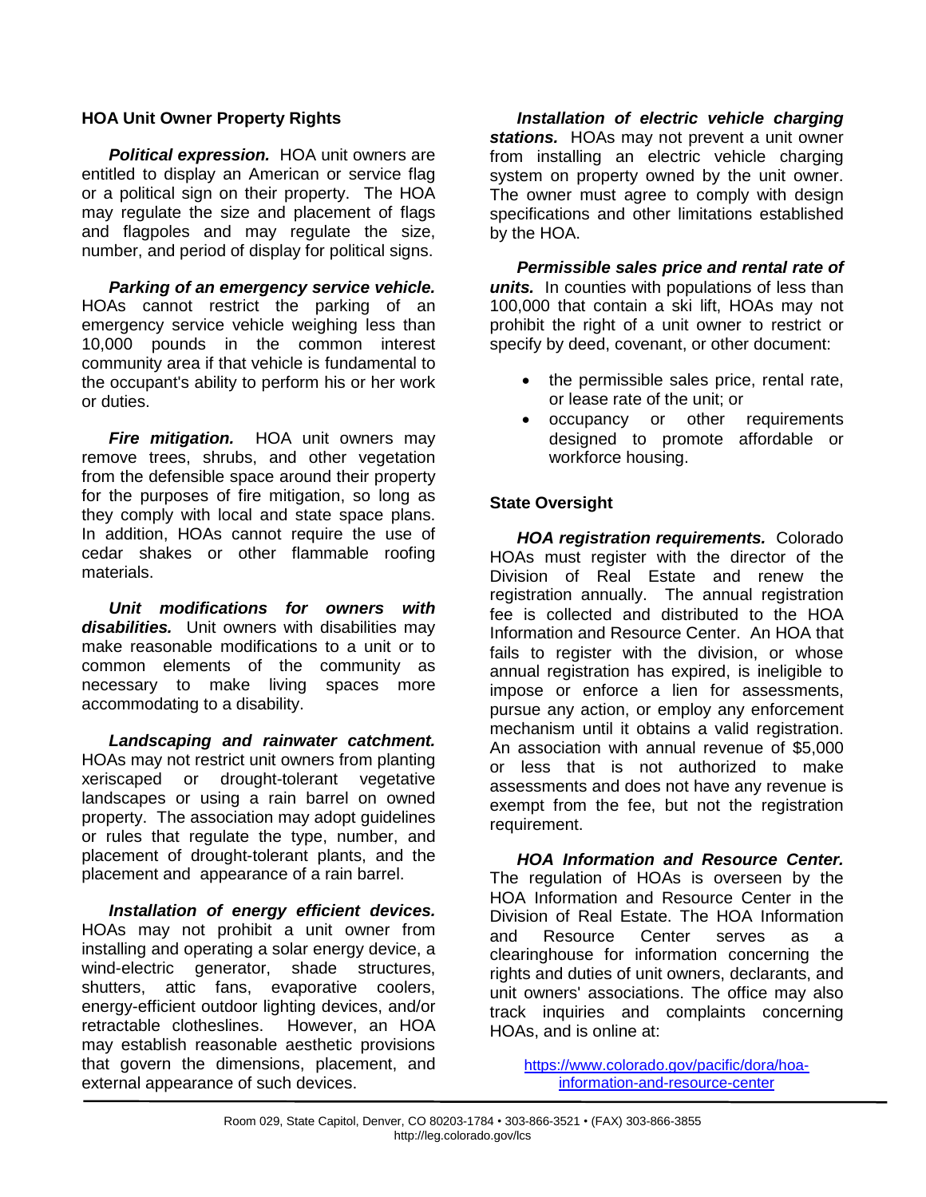## HOA Unit Owner Property Rights

***Political expression.*** HOA unit owners are entitled to display an American or service flag or a political sign on their property. The HOA may regulate the size and placement of flags and flagpoles and may regulate the size, number, and period of display for political signs.

***Parking of an emergency service vehicle.*** HOAs cannot restrict the parking of an emergency service vehicle weighing less than 10,000 pounds in the common interest community area if that vehicle is fundamental to the occupant's ability to perform his or her work or duties.

***Fire mitigation.*** HOA unit owners may remove trees, shrubs, and other vegetation from the defensible space around their property for the purposes of fire mitigation, so long as they comply with local and state space plans. In addition, HOAs cannot require the use of cedar shakes or other flammable roofing materials.

***Unit modifications for owners with disabilities.*** Unit owners with disabilities may make reasonable modifications to a unit or to common elements of the community as necessary to make living spaces more accommodating to a disability.

***Landscaping and rainwater catchment.*** HOAs may not restrict unit owners from planting xeriscaped or drought-tolerant vegetative landscapes or using a rain barrel on owned property. The association may adopt guidelines or rules that regulate the type, number, and placement of drought-tolerant plants, and the placement and appearance of a rain barrel.

***Installation of energy efficient devices.*** HOAs may not prohibit a unit owner from installing and operating a solar energy device, a wind-electric generator, shade structures, shutters, attic fans, evaporative coolers, energy-efficient outdoor lighting devices, and/or retractable clotheslines. However, an HOA may establish reasonable aesthetic provisions that govern the dimensions, placement, and external appearance of such devices.

***Installation of electric vehicle charging stations.*** HOAs may not prevent a unit owner from installing an electric vehicle charging system on property owned by the unit owner. The owner must agree to comply with design specifications and other limitations established by the HOA.

***Permissible sales price and rental rate of units.*** In counties with populations of less than 100,000 that contain a ski lift, HOAs may not prohibit the right of a unit owner to restrict or specify by deed, covenant, or other document:

- the permissible sales price, rental rate, or lease rate of the unit; or
- occupancy or other requirements designed to promote affordable or workforce housing.

## State Oversight

***HOA registration requirements.*** Colorado HOAs must register with the director of the Division of Real Estate and renew the registration annually. The annual registration fee is collected and distributed to the HOA Information and Resource Center. An HOA that fails to register with the division, or whose annual registration has expired, is ineligible to impose or enforce a lien for assessments, pursue any action, or employ any enforcement mechanism until it obtains a valid registration. An association with annual revenue of $5,000 or less that is not authorized to make assessments and does not have any revenue is exempt from the fee, but not the registration requirement.

***HOA Information and Resource Center.*** The regulation of HOAs is overseen by the HOA Information and Resource Center in the Division of Real Estate. The HOA Information and Resource Center serves as a clearinghouse for information concerning the rights and duties of unit owners, declarants, and unit owners' associations. The office may also track inquiries and complaints concerning HOAs, and is online at:

https://www.colorado.gov/pacific/dora/hoa-information-and-resource-center